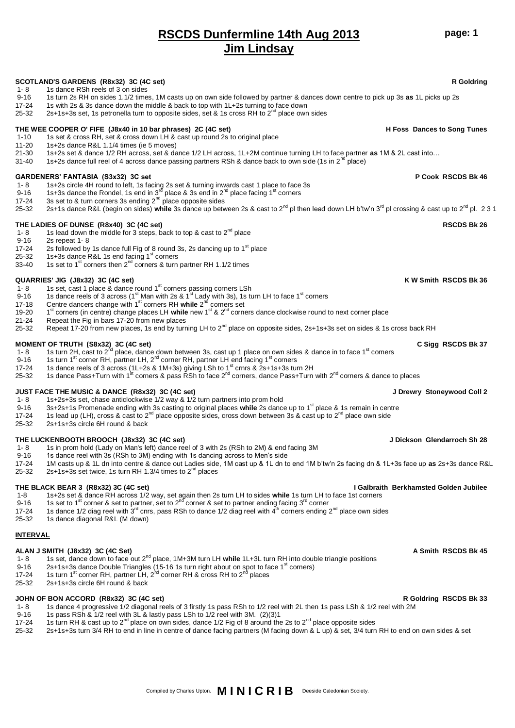# RSCDS Dunfermline 14th Aug 2013
## Jim Lindsay

**SCOTLAND'S GARDENS (R8x32) 3C (4C set)** — R Goldring

| | |
|---|---|
| 1- 8 | 1s dance RSh reels of 3 on sides |
| 9-16 | 1s turn 2s RH on sides 1.1/2 times, 1M casts up on own side followed by partner & dances down centre to pick up 3s **as** 1L picks up 2s |
| 17-24 | 1s with 2s & 3s dance down the middle & back to top with 1L+2s turning to face down |
| 25-32 | 2s+1s+3s set, 1s petronella turn to opposite sides, set & 1s cross RH to 2nd place own sides |

**THE WEE COOPER O' FIFE (J8x40 in 10 bar phrases) 2C (4C set)** — H Foss Dances to Song Tunes

| | |
|---|---|
| 1-10 | 1s set & cross RH, set & cross down LH & cast up round 2s to original place |
| 11-20 | 1s+2s dance R&L 1.1/4 times (ie 5 moves) |
| 21-30 | 1s+2s set & dance 1/2 RH across, set & dance 1/2 LH across, 1L+2M continue turning LH to face partner **as** 1M & 2L cast into… |
| 31-40 | 1s+2s dance full reel of 4 across dance passing partners RSh & dance back to own side (1s in 2nd place) |

**GARDENERS' FANTASIA (S3x32) 3C set** — P Cook RSCDS Bk 46

| | |
|---|---|
| 1- 8 | 1s+2s circle 4H round to left, 1s facing 2s set & turning inwards cast 1 place to face 3s |
| 9-16 | 1s+3s dance the Rondel, 1s end in 3rd place & 3s end in 2nd place facing 1st corners |
| 17-24 | 3s set to & turn corners 3s ending 2nd place opposite sides |
| 25-32 | 2s+1s dance R&L (begin on sides) **while** 3s dance up between 2s & cast to 2nd pl then lead down LH b'tw'n 3rd pl crossing & cast up to 2nd pl. 2 3 1 |

**THE LADIES OF DUNSE (R8x40) 3C (4C set)** — RSCDS Bk 26

| | |
|---|---|
| 1- 8 | 1s lead down the middle for 3 steps, back to top & cast to 2nd place |
| 9-16 | 2s repeat 1- 8 |
| 17-24 | 2s followed by 1s dance full Fig of 8 round 3s, 2s dancing up to 1st place |
| 25-32 | 1s+3s dance R&L 1s end facing 1st corners |
| 33-40 | 1s set to 1st corners then 2nd corners & turn partner RH 1.1/2 times |

**QUARRIES' JIG (J8x32) 3C (4C set)** — K W Smith RSCDS Bk 36

| | |
|---|---|
| 1- 8 | 1s set, cast 1 place & dance round 1st corners passing corners LSh |
| 9-16 | 1s dance reels of 3 across (1st Man with 2s & 1st Lady with 3s), 1s turn LH to face 1st corners |
| 17-18 | Centre dancers change with 1st corners RH **while** 2nd corners set |
| 19-20 | 1st corners (in centre) change places LH **while** new 1st & 2nd corners dance clockwise round to next corner place |
| 21-24 | Repeat the Fig in bars 17-20 from new places |
| 25-32 | Repeat 17-20 from new places, 1s end by turning LH to 2nd place on opposite sides, 2s+1s+3s set on sides & 1s cross back RH |

**MOMENT OF TRUTH (S8x32) 3C (4C set)** — C Sigg RSCDS Bk 37

| | |
|---|---|
| 1- 8 | 1s turn 2H, cast to 2nd place, dance down between 3s, cast up 1 place on own sides & dance in to face 1st corners |
| 9-16 | 1s turn 1st corner RH, partner LH, 2nd corner RH, partner LH end facing 1st corners |
| 17-24 | 1s dance reels of 3 across (1L+2s & 1M+3s) giving LSh to 1st crnrs & 2s+1s+3s turn 2H |
| 25-32 | 1s dance Pass+Turn with 1st corners & pass RSh to face 2nd corners, dance Pass+Turn with 2nd corners & dance to places |

**JUST FACE THE MUSIC & DANCE (R8x32) 3C (4C set)** — J Drewry Stoneywood Coll 2

| | |
|---|---|
| 1- 8 | 1s+2s+3s set, chase anticlockwise 1/2 way & 1/2 turn partners into prom hold |
| 9-16 | 3s+2s+1s Promenade ending with 3s casting to original places **while** 2s dance up to 1st place & 1s remain in centre |
| 17-24 | 1s lead up (LH), cross & cast to 2nd place opposite sides, cross down between 3s & cast up to 2nd place own side |
| 25-32 | 2s+1s+3s circle 6H round & back |

**THE LUCKENBOOTH BROOCH (J8x32) 3C (4C set)** — J Dickson Glendarroch Sh 28

| | |
|---|---|
| 1- 8 | 1s in prom hold (Lady on Man's left) dance reel of 3 with 2s (RSh to 2M) & end facing 3M |
| 9-16 | 1s dance reel with 3s (RSh to 3M) ending with 1s dancing across to Men's side |
| 17-24 | 1M casts up & 1L dn into centre & dance out Ladies side, 1M cast up & 1L dn to end 1M b'tw'n 2s facing dn & 1L+3s face up **as** 2s+3s dance R&L |
| 25-32 | 2s+1s+3s set twice, 1s turn RH 1.3/4 times to 2nd places |

**THE BLACK BEAR 3 (R8x32) 3C (4C set)** — I Galbraith Berkhamsted Golden Jubilee

| | |
|---|---|
| 1-8 | 1s+2s set & dance RH across 1/2 way, set again then 2s turn LH to sides **while** 1s turn LH to face 1st corners |
| 9-16 | 1s set to 1st corner & set to partner, set to 2nd corner & set to partner ending facing 3rd corner |
| 17-24 | 1s dance 1/2 diag reel with 3rd cnrs, pass RSh to dance 1/2 diag reel with 4th corners ending 2nd place own sides |
| 25-32 | 1s dance diagonal R&L (M down) |

**INTERVAL**

**ALAN J SMITH (J8x32) 3C (4C Set)** — A Smith RSCDS Bk 45

| | |
|---|---|
| 1- 8 | 1s set, dance down to face out 2nd place, 1M+3M turn LH **while** 1L+3L turn RH into double triangle positions |
| 9-16 | 2s+1s+3s dance Double Triangles (15-16 1s turn right about on spot to face 1st corners) |
| 17-24 | 1s turn 1st corner RH, partner LH, 2nd corner RH & cross RH to 2nd places |
| 25-32 | 2s+1s+3s circle 6H round & back |

**JOHN OF BON ACCORD (R8x32) 3C (4C set)** — R Goldring RSCDS Bk 33

| | |
|---|---|
| 1- 8 | 1s dance 4 progressive 1/2 diagonal reels of 3 firstly 1s pass RSh to 1/2 reel with 2L then 1s pass LSh & 1/2 reel with 2M |
| 9-16 | 1s pass RSh & 1/2 reel with 3L & lastly pass LSh to 1/2 reel with 3M. (2)(3)1 |
| 17-24 | 1s turn RH & cast up to 2nd place on own sides, dance 1/2 Fig of 8 around the 2s to 2nd place opposite sides |
| 25-32 | 2s+1s+3s turn 3/4 RH to end in line in centre of dance facing partners (M facing down & L up) & set, 3/4 turn RH to end on own sides & set |

Compiled by Charles Upton. **MINICRIB** Deeside Caledonian Society.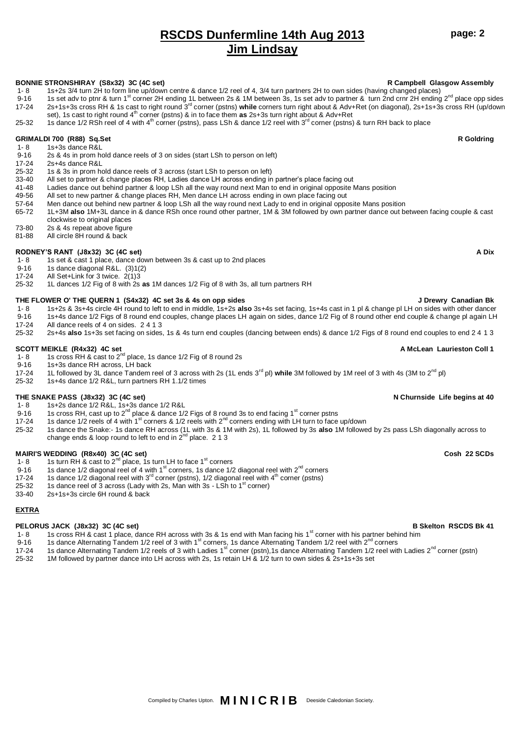# RSCDS Dunfermline 14th Aug 2013
## Jim Lindsay

**BONNIE STRONSHIRAY (S8x32) 3C (4C set)** — **R Campbell Glasgow Assembly**

- 1- 8 1s+2s 3/4 turn 2H to form line up/down centre & dance 1/2 reel of 4, 3/4 turn partners 2H to own sides (having changed places)
- 9-16 1s set adv to ptnr & turn 1st corner 2H ending 1L between 2s & 1M between 3s, 1s set adv to partner & turn 2nd crnr 2H ending 2nd place opp sides
- 17-24 2s+1s+3s cross RH & 1s cast to right round 3rd corner (pstns) **while** corners turn right about & Adv+Ret (on diagonal), 2s+1s+3s cross RH (up/down set), 1s cast to right round 4th corner (pstns) & in to face them **as** 2s+3s turn right about & Adv+Ret
- 25-32 1s dance 1/2 RSh reel of 4 with 4th corner (pstns), pass LSh & dance 1/2 reel with 3rd corner (pstns) & turn RH back to place

**GRIMALDI 700 (R88) Sq.Set** — **R Goldring**

- 1- 8 1s+3s dance R&L
- 9-16 2s & 4s in prom hold dance reels of 3 on sides (start LSh to person on left)
- 17-24 2s+4s dance R&L
- 25-32 1s & 3s in prom hold dance reels of 3 across (start LSh to person on left)
- 33-40 All set to partner & change places RH, Ladies dance LH across ending in partner's place facing out
- 41-48 Ladies dance out behind partner & loop LSh all the way round next Man to end in original opposite Mans position
- 49-56 All set to new partner & change places RH, Men dance LH across ending in own place facing out
- 57-64 Men dance out behind new partner & loop LSh all the way round next Lady to end in original opposite Mans position
- 65-72 1L+3M **also** 1M+3L dance in & dance RSh once round other partner, 1M & 3M followed by own partner dance out between facing couple & cast clockwise to original places
- 73-80 2s & 4s repeat above figure
- 81-88 All circle 8H round & back

**RODNEY'S RANT (J8x32) 3C (4C set)** — **A Dix**

- 1- 8 1s set & cast 1 place, dance down between 3s & cast up to 2nd places
- 9-16 1s dance diagonal R&L. (3)1(2)
- 17-24 All Set+Link for 3 twice. 2(1)3
- 25-32 1L dances 1/2 Fig of 8 with 2s **as** 1M dances 1/2 Fig of 8 with 3s, all turn partners RH

**THE FLOWER O' THE QUERN 1 (S4x32) 4C set 3s & 4s on opp sides** — **J Drewry Canadian Bk**

- 1- 8 1s+2s & 3s+4s circle 4H round to left to end in middle, 1s+2s **also** 3s+4s set facing, 1s+4s cast in 1 pl & change pl LH on sides with other dancer
- 9-16 1s+4s dance 1/2 Figs of 8 round end couples, change places LH again on sides, dance 1/2 Fig of 8 round other end couple & change pl again LH
- 17-24 All dance reels of 4 on sides. 2 4 1 3
- 25-32 2s+4s **also** 1s+3s set facing on sides, 1s & 4s turn end couples (dancing between ends) & dance 1/2 Figs of 8 round end couples to end 2 4 1 3

**SCOTT MEIKLE (R4x32) 4C set** — **A McLean Laurieston Coll 1**

- 1- 8 1s cross RH & cast to 2nd place, 1s dance 1/2 Fig of 8 round 2s
- 9-16 1s+3s dance RH across, LH back
- 17-24 1L followed by 3L dance Tandem reel of 3 across with 2s (1L ends 3rd pl) **while** 3M followed by 1M reel of 3 with 4s (3M to 2nd pl)
- 25-32 1s+4s dance 1/2 R&L, turn partners RH 1.1/2 times

**THE SNAKE PASS (J8x32) 3C (4C set)** — **N Churnside Life begins at 40**

- 1- 8 1s+2s dance 1/2 R&L, 1s+3s dance 1/2 R&L
- 9-16 1s cross RH, cast up to 2nd place & dance 1/2 Figs of 8 round 3s to end facing 1st corner pstns
- 17-24 1s dance 1/2 reels of 4 with 1st corners & 1/2 reels with 2nd corners ending with LH turn to face up/down
- 25-32 1s dance the Snake:- 1s dance RH across (1L with 3s & 1M with 2s), 1L followed by 3s **also** 1M followed by 2s pass LSh diagonally across to change ends & loop round to left to end in 2nd place. 2 1 3

**MAIRI'S WEDDING (R8x40) 3C (4C set)** — **Cosh 22 SCDs**

- 1- 8 1s turn RH & cast to 2nd place, 1s turn LH to face 1st corners
- 9-16 1s dance 1/2 diagonal reel of 4 with 1st corners, 1s dance 1/2 diagonal reel with 2nd corners
- 17-24 1s dance 1/2 diagonal reel with 3rd corner (pstns), 1/2 diagonal reel with 4th corner (pstns)
- 25-32 1s dance reel of 3 across (Lady with 2s, Man with 3s - LSh to 1st corner)
- 33-40 2s+1s+3s circle 6H round & back

**EXTRA**

**PELORUS JACK (J8x32) 3C (4C set)** — **B Skelton RSCDS Bk 41**

- 1- 8 1s cross RH & cast 1 place, dance RH across with 3s & 1s end with Man facing his 1st corner with his partner behind him
- 9-16 1s dance Alternating Tandem 1/2 reel of 3 with 1st corners, 1s dance Alternating Tandem 1/2 reel with 2nd corners
- 17-24 1s dance Alternating Tandem 1/2 reels of 3 with Ladies 1st corner (pstn),1s dance Alternating Tandem 1/2 reel with Ladies 2nd corner (pstn)
- 25-32 1M followed by partner dance into LH across with 2s, 1s retain LH & 1/2 turn to own sides & 2s+1s+3s set

Compiled by Charles Upton. **MINICRIB** Deeside Caledonian Society.